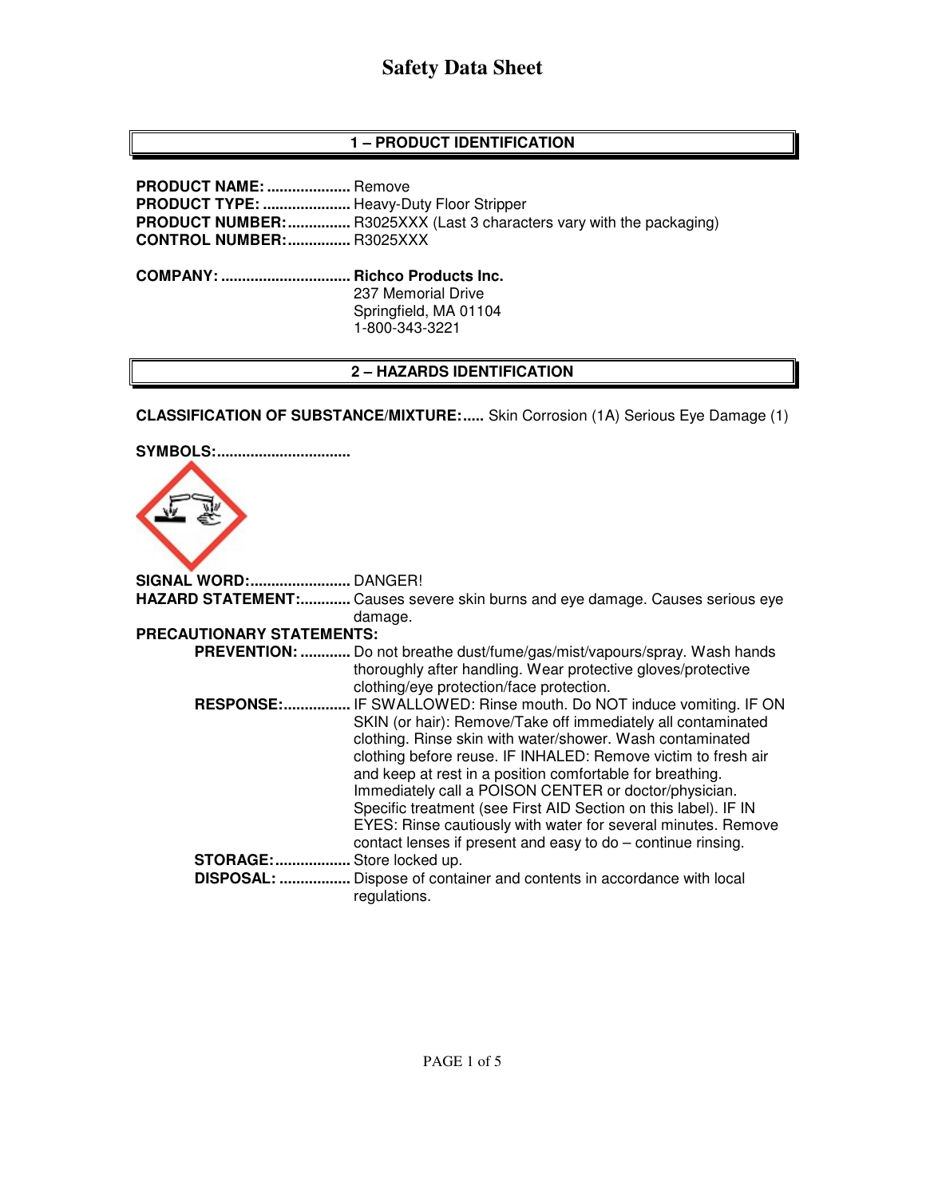# Safety Data Sheet

## 1 – PRODUCT IDENTIFICATION

**PRODUCT NAME:** .................... Remove
**PRODUCT TYPE:** ..................... Heavy-Duty Floor Stripper
**PRODUCT NUMBER:**............... R3025XXX (Last 3 characters vary with the packaging)
**CONTROL NUMBER:**............... R3025XXX

**COMPANY:** ............................... **Richco Products Inc.**
237 Memorial Drive
Springfield, MA 01104
1-800-343-3221

## 2 – HAZARDS IDENTIFICATION

**CLASSIFICATION OF SUBSTANCE/MIXTURE:**..... Skin Corrosion (1A) Serious Eye Damage (1)

**SYMBOLS:**................................

**SIGNAL WORD:**........................ DANGER!
**HAZARD STATEMENT:**............ Causes severe skin burns and eye damage. Causes serious eye damage.
**PRECAUTIONARY STATEMENTS:**

- **PREVENTION:** ............ Do not breathe dust/fume/gas/mist/vapours/spray. Wash hands thoroughly after handling. Wear protective gloves/protective clothing/eye protection/face protection.
- **RESPONSE:**................ IF SWALLOWED: Rinse mouth. Do NOT induce vomiting. IF ON SKIN (or hair): Remove/Take off immediately all contaminated clothing. Rinse skin with water/shower. Wash contaminated clothing before reuse. IF INHALED: Remove victim to fresh air and keep at rest in a position comfortable for breathing. Immediately call a POISON CENTER or doctor/physician. Specific treatment (see First AID Section on this label). IF IN EYES: Rinse cautiously with water for several minutes. Remove contact lenses if present and easy to do – continue rinsing.
- **STORAGE:**.................. Store locked up.
- **DISPOSAL:** ................. Dispose of container and contents in accordance with local regulations.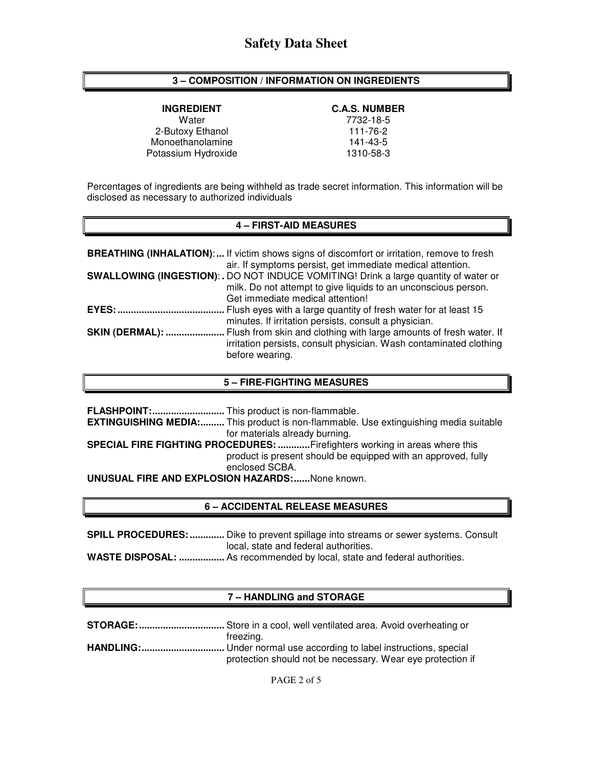## 3 – COMPOSITION / INFORMATION ON INGREDIENTS

| INGREDIENT | C.A.S. NUMBER |
|---|---|
| Water | 7732-18-5 |
| 2-Butoxy Ethanol | 111-76-2 |
| Monoethanolamine | 141-43-5 |
| Potassium Hydroxide | 1310-58-3 |

Percentages of ingredients are being withheld as trade secret information. This information will be disclosed as necessary to authorized individuals

## 4 – FIRST-AID MEASURES

**BREATHING (INHALATION):...** If victim shows signs of discomfort or irritation, remove to fresh air. If symptoms persist, get immediate medical attention.

**SWALLOWING (INGESTION):.** DO NOT INDUCE VOMITING! Drink a large quantity of water or milk. Do not attempt to give liquids to an unconscious person. Get immediate medical attention!

**EYES:.........................................** Flush eyes with a large quantity of fresh water for at least 15 minutes. If irritation persists, consult a physician.

**SKIN (DERMAL): ......................** Flush from skin and clothing with large amounts of fresh water. If irritation persists, consult physician. Wash contaminated clothing before wearing.

## 5 – FIRE-FIGHTING MEASURES

**FLASHPOINT:...........................** This product is non-flammable.

**EXTINGUISHING MEDIA:.........** This product is non-flammable. Use extinguishing media suitable for materials already burning.

**SPECIAL FIRE FIGHTING PROCEDURES: ............**Firefighters working in areas where this product is present should be equipped with an approved, fully enclosed SCBA.

**UNUSUAL FIRE AND EXPLOSION HAZARDS:......**None known.

## 6 – ACCIDENTAL RELEASE MEASURES

**SPILL PROCEDURES: .............** Dike to prevent spillage into streams or sewer systems. Consult local, state and federal authorities.

**WASTE DISPOSAL: .................** As recommended by local, state and federal authorities.

## 7 – HANDLING and STORAGE

**STORAGE:................................** Store in a cool, well ventilated area. Avoid overheating or freezing.

**HANDLING:...............................** Under normal use according to label instructions, special protection should not be necessary. Wear eye protection if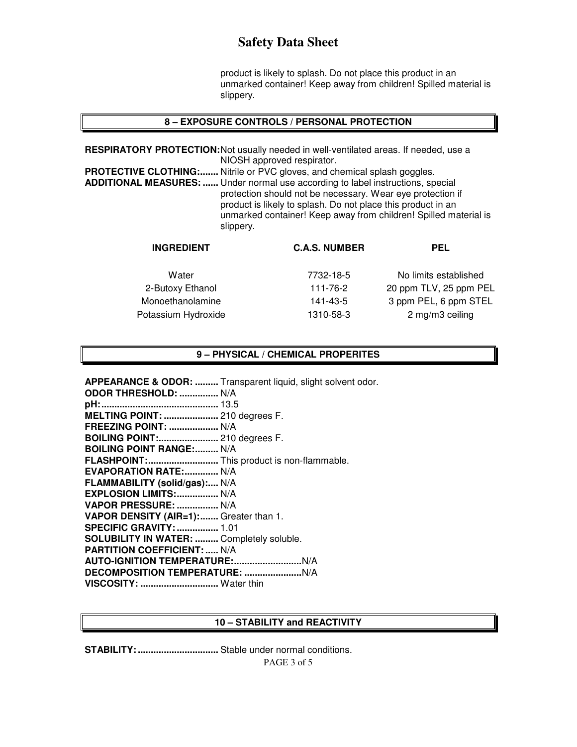product is likely to splash. Do not place this product in an unmarked container! Keep away from children! Spilled material is slippery.

## 8 – EXPOSURE CONTROLS / PERSONAL PROTECTION

**RESPIRATORY PROTECTION:** Not usually needed in well-ventilated areas. If needed, use a NIOSH approved respirator.

**PROTECTIVE CLOTHING:**....... Nitrile or PVC gloves, and chemical splash goggles.

**ADDITIONAL MEASURES:** ...... Under normal use according to label instructions, special protection should not be necessary. Wear eye protection if product is likely to splash. Do not place this product in an unmarked container! Keep away from children! Spilled material is slippery.

| INGREDIENT | C.A.S. NUMBER | PEL |
|---|---|---|
| Water | 7732-18-5 | No limits established |
| 2-Butoxy Ethanol | 111-76-2 | 20 ppm TLV, 25 ppm PEL |
| Monoethanolamine | 141-43-5 | 3 ppm PEL, 6 ppm STEL |
| Potassium Hydroxide | 1310-58-3 | 2 mg/m3 ceiling |

## 9 – PHYSICAL / CHEMICAL PROPERITES

**APPEARANCE & ODOR:** ......... Transparent liquid, slight solvent odor.
**ODOR THRESHOLD:** ............... N/A
**pH:**............................................ 13.5
**MELTING POINT:** ..................... 210 degrees F.
**FREEZING POINT:** ................... N/A
**BOILING POINT:**....................... 210 degrees F.
**BOILING POINT RANGE:**......... N/A
**FLASHPOINT:**........................... This product is non-flammable.
**EVAPORATION RATE:**............. N/A
**FLAMMABILITY (solid/gas):**.... N/A
**EXPLOSION LIMITS:**................ N/A
**VAPOR PRESSURE:** ................ N/A
**VAPOR DENSITY (AIR=1):**....... Greater than 1.
**SPECIFIC GRAVITY:** ................ 1.01
**SOLUBILITY IN WATER:** ......... Completely soluble.
**PARTITION COEFFICIENT:** ..... N/A
**AUTO-IGNITION TEMPERATURE:**..........................N/A
**DECOMPOSITION TEMPERATURE:** ......................N/A
**VISCOSITY:** .............................. Water thin

## 10 – STABILITY and REACTIVITY

**STABILITY:** ............................... Stable under normal conditions.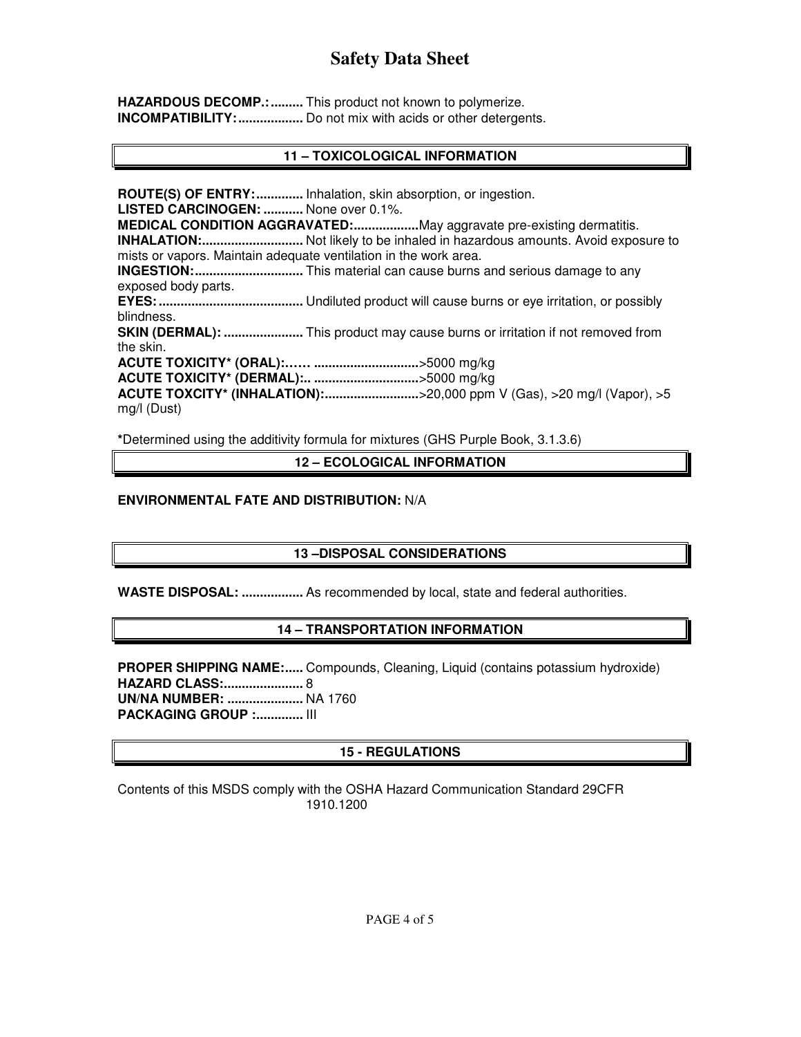**HAZARDOUS DECOMP.:.........** This product not known to polymerize.
**INCOMPATIBILITY:..................** Do not mix with acids or other detergents.

## 11 – TOXICOLOGICAL INFORMATION

**ROUTE(S) OF ENTRY:.............** Inhalation, skin absorption, or ingestion.
**LISTED CARCINOGEN: ...........** None over 0.1%.
**MEDICAL CONDITION AGGRAVATED:..................**May aggravate pre-existing dermatitis.
**INHALATION:............................** Not likely to be inhaled in hazardous amounts. Avoid exposure to mists or vapors. Maintain adequate ventilation in the work area.
**INGESTION:..............................** This material can cause burns and serious damage to any exposed body parts.
**EYES:........................................** Undiluted product will cause burns or eye irritation, or possibly blindness.
**SKIN (DERMAL): ......................** This product may cause burns or irritation if not removed from the skin.
**ACUTE TOXICITY* (ORAL):…… ............................**>5000 mg/kg
**ACUTE TOXICITY* (DERMAL):.. ............................**>5000 mg/kg
**ACUTE TOXCITY* (INHALATION):..........................**>20,000 ppm V (Gas), >20 mg/l (Vapor), >5 mg/l (Dust)

**\***Determined using the additivity formula for mixtures (GHS Purple Book, 3.1.3.6)

## 12 – ECOLOGICAL INFORMATION

**ENVIRONMENTAL FATE AND DISTRIBUTION:** N/A

## 13 –DISPOSAL CONSIDERATIONS

**WASTE DISPOSAL: .................** As recommended by local, state and federal authorities.

## 14 – TRANSPORTATION INFORMATION

**PROPER SHIPPING NAME:.....** Compounds, Cleaning, Liquid (contains potassium hydroxide)
**HAZARD CLASS:......................** 8
**UN/NA NUMBER: .....................** NA 1760
**PACKAGING GROUP :.............** III

## 15 - REGULATIONS

Contents of this MSDS comply with the OSHA Hazard Communication Standard 29CFR 1910.1200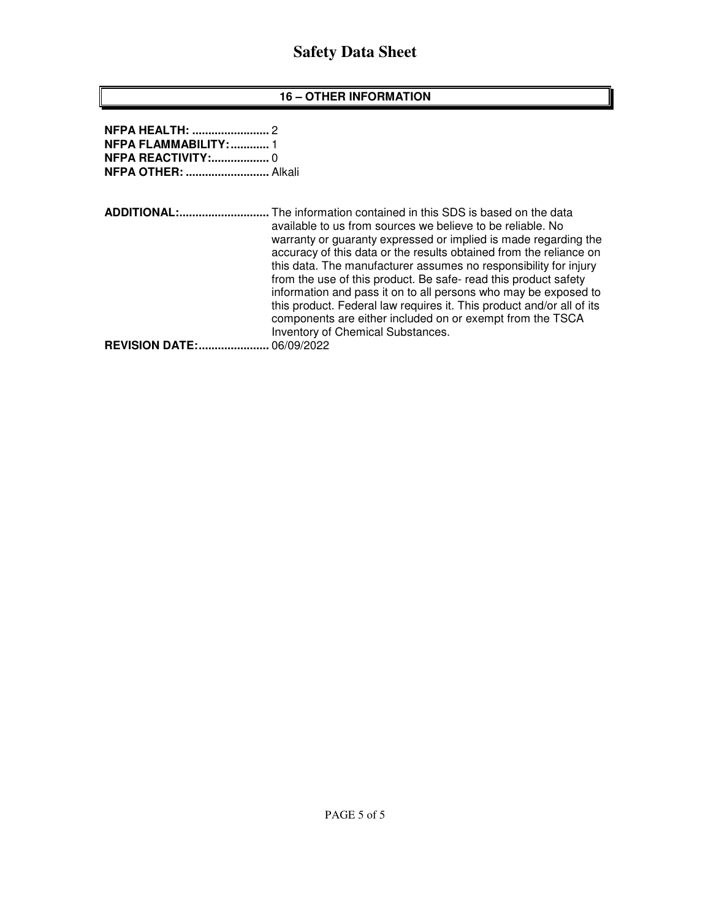## 16 – OTHER INFORMATION

**NFPA HEALTH: ........................** 2
**NFPA FLAMMABILITY: ............** 1
**NFPA REACTIVITY: ..................** 0
**NFPA OTHER: ..........................** Alkali

**ADDITIONAL: ............................** The information contained in this SDS is based on the data available to us from sources we believe to be reliable. No warranty or guaranty expressed or implied is made regarding the accuracy of this data or the results obtained from the reliance on this data. The manufacturer assumes no responsibility for injury from the use of this product. Be safe- read this product safety information and pass it on to all persons who may be exposed to this product. Federal law requires it. This product and/or all of its components are either included on or exempt from the TSCA Inventory of Chemical Substances.

**REVISION DATE: ......................** 06/09/2022